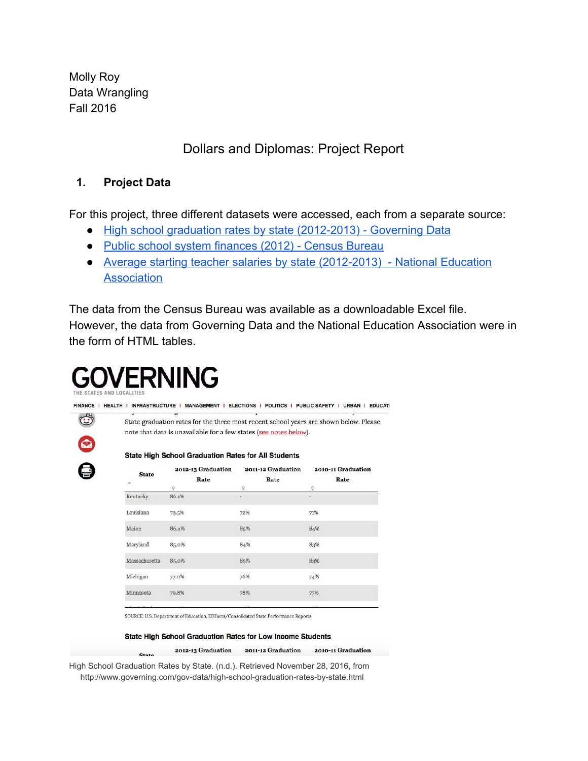Molly Roy
Data Wrangling
Fall 2016

# Dollars and Diplomas: Project Report

## 1. Project Data

For this project, three different datasets were accessed, each from a separate source:

- [High school graduation rates by state (2012-2013) - Governing Data]()
- [Public school system finances (2012) - Census Bureau]()
- [Average starting teacher salaries by state (2012-2013) - National Education Association]()

The data from the Census Bureau was available as a downloadable Excel file. However, the data from Governing Data and the National Education Association were in the form of HTML tables.

GOVERNING
THE STATES AND LOCALITIES

FINANCE | HEALTH | INFRASTRUCTURE | MANAGEMENT | ELECTIONS | POLITICS | PUBLIC SAFETY | URBAN | EDUCATI

State graduation rates for the three most recent school years are shown below. Please note that data is unavailable for a few states (see notes below).

**State High School Graduation Rates for All Students**

| State | 2012-13 Graduation Rate | 2011-12 Graduation Rate | 2010-11 Graduation Rate |
|---|---|---|---|
| Kentucky | 86.1% | - | - |
| Louisiana | 73.5% | 72% | 71% |
| Maine | 86.4% | 85% | 84% |
| Maryland | 85.0% | 84% | 83% |
| Massachusetts | 85.0% | 85% | 83% |
| Michigan | 77.0% | 76% | 74% |
| Minnesota | 79.8% | 78% | 77% |

SOURCE: U.S. Department of Education, EDFacts/Consolidated State Performance Reports

**State High School Graduation Rates for Low Income Students**

| State | 2012-13 Graduation | 2011-12 Graduation | 2010-11 Graduation |
|---|---|---|---|

High School Graduation Rates by State. (n.d.). Retrieved November 28, 2016, from http://www.governing.com/gov-data/high-school-graduation-rates-by-state.html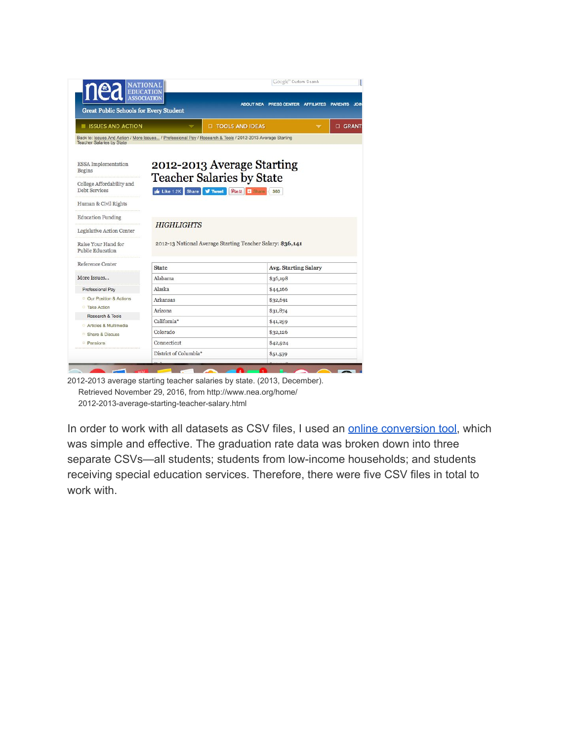## 2012-2013 Average Starting Teacher Salaries by State

*HIGHLIGHTS*

2012-13 National Average Starting Teacher Salary: **$36,141**

| State | Avg. Starting Salary |
| --- | --- |
| Alabama | $36,198 |
| Alaska | $44,166 |
| Arkansas | $32,691 |
| Arizona | $31,874 |
| California* | $41,259 |
| Colorado | $32,126 |
| Connecticut | $42,924 |
| District of Columbia* | $51,539 |

2012-2013 average starting teacher salaries by state. (2013, December). Retrieved November 29, 2016, from http://www.nea.org/home/2012-2013-average-starting-teacher-salary.html

In order to work with all datasets as CSV files, I used an [online conversion tool](), which was simple and effective. The graduation rate data was broken down into three separate CSVs—all students; students from low-income households; and students receiving special education services. Therefore, there were five CSV files in total to work with.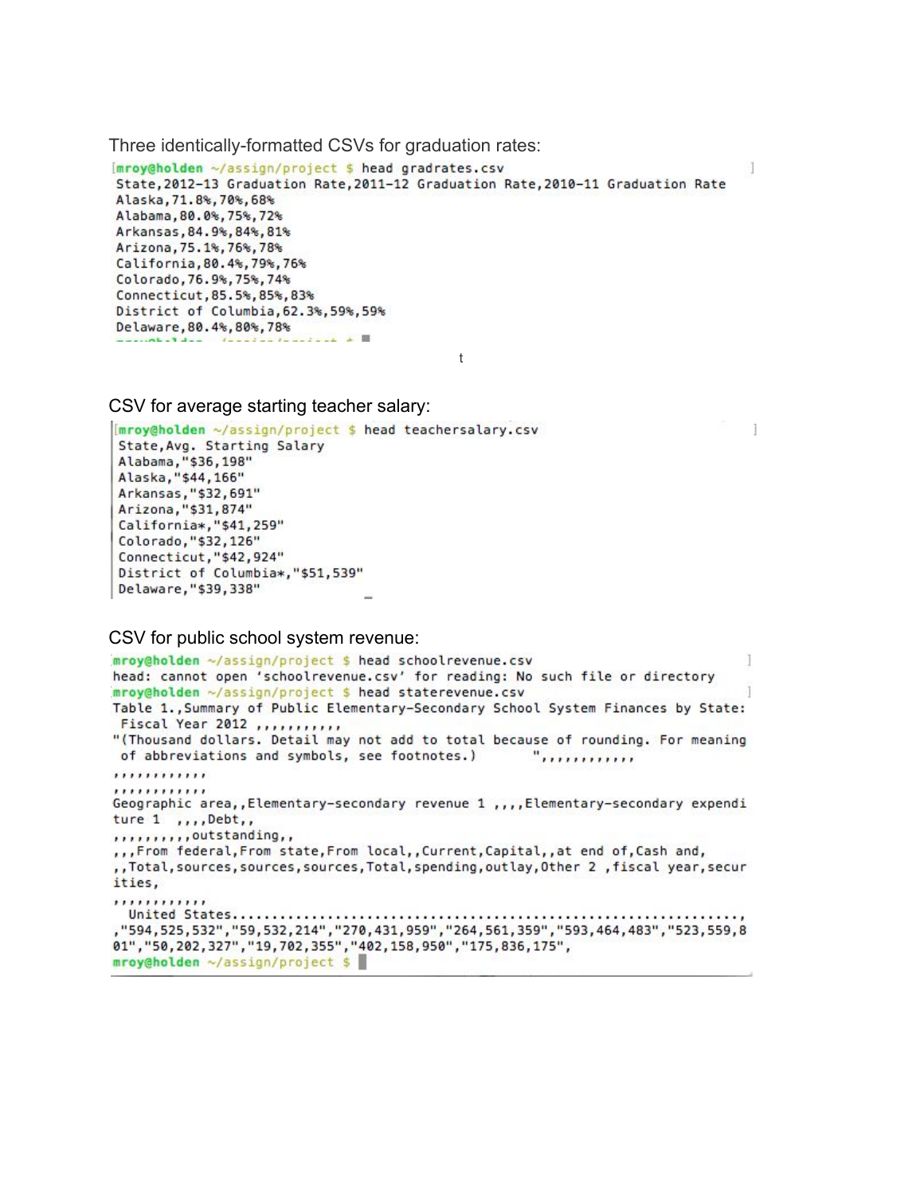Three identically-formatted CSVs for graduation rates:

```
mroy@holden ~/assign/project $ head gradrates.csv
State,2012-13 Graduation Rate,2011-12 Graduation Rate,2010-11 Graduation Rate
Alaska,71.8%,70%,68%
Alabama,80.0%,75%,72%
Arkansas,84.9%,84%,81%
Arizona,75.1%,76%,78%
California,80.4%,79%,76%
Colorado,76.9%,75%,74%
Connecticut,85.5%,85%,83%
District of Columbia,62.3%,59%,59%
Delaware,80.4%,80%,78%
```

t

CSV for average starting teacher salary:

```
mroy@holden ~/assign/project $ head teachersalary.csv
State,Avg. Starting Salary
Alabama,"$36,198"
Alaska,"$44,166"
Arkansas,"$32,691"
Arizona,"$31,874"
California*,"$41,259"
Colorado,"$32,126"
Connecticut,"$42,924"
District of Columbia*,"$51,539"
Delaware,"$39,338"
```

CSV for public school system revenue:

```
mroy@holden ~/assign/project $ head schoolrevenue.csv
head: cannot open 'schoolrevenue.csv' for reading: No such file or directory
mroy@holden ~/assign/project $ head staterevenue.csv
Table 1.,Summary of Public Elementary-Secondary School System Finances by State:
 Fiscal Year 2012 ,,,,,,,,,,,
"(Thousand dollars. Detail may not add to total because of rounding. For meaning
 of abbreviations and symbols, see footnotes.)       ",,,,,,,,,,,,
,,,,,,,,,,,,
,,,,,,,,,,,,
Geographic area,,Elementary-secondary revenue 1 ,,,,Elementary-secondary expendi
ture 1  ,,,,Debt,,
,,,,,,,,,,outstanding,,
,,,From federal,From state,From local,,Current,Capital,,at end of,Cash and,
,,Total,sources,sources,sources,Total,spending,outlay,Other 2 ,fiscal year,secur
ities,
,,,,,,,,,,,,
 United States..................................................................,
,"594,525,532","59,532,214","270,431,959","264,561,359","593,464,483","523,559,8
01","50,202,327","19,702,355","402,158,950","175,836,175",
mroy@holden ~/assign/project $
```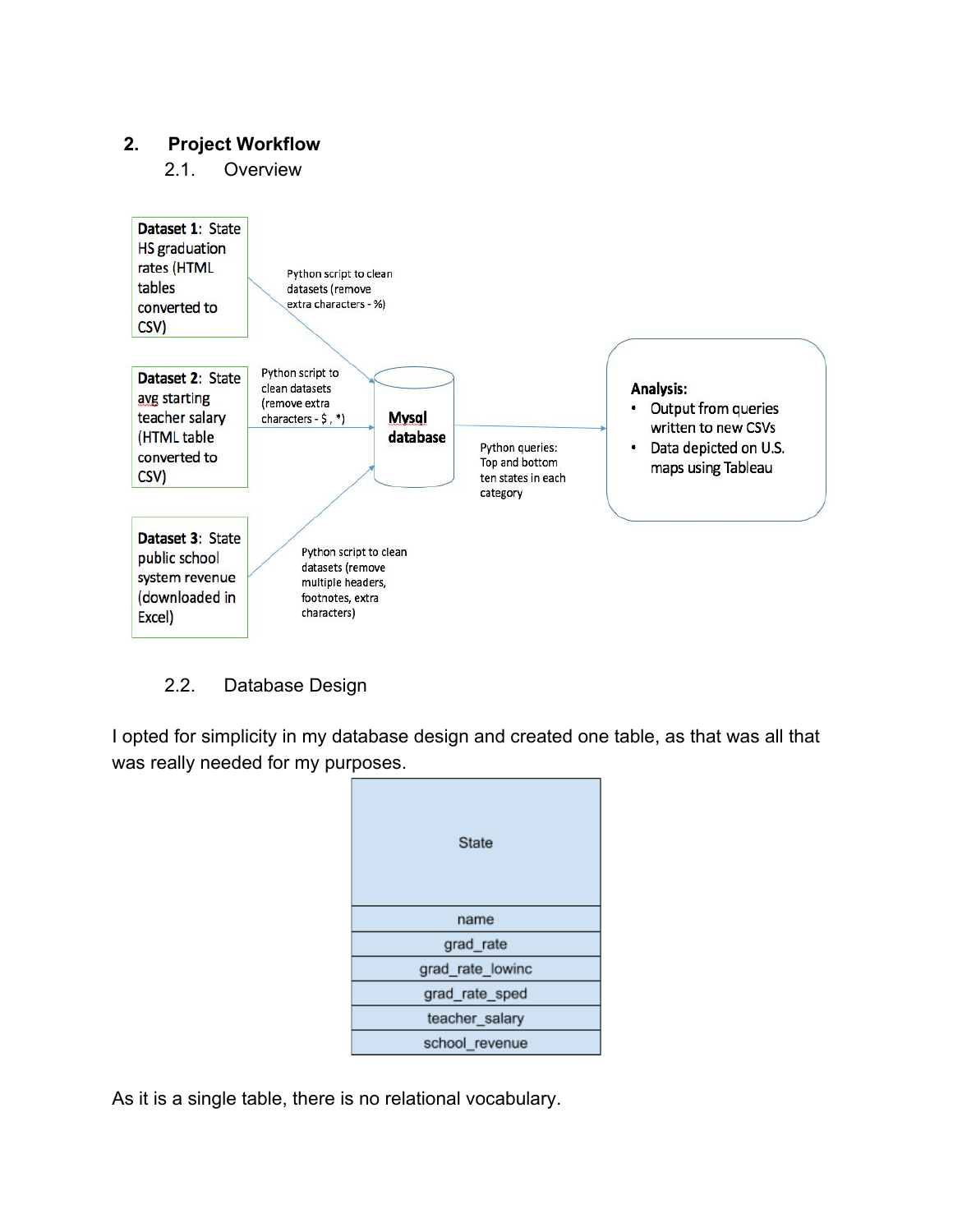## 2. Project Workflow

### 2.1. Overview

**Dataset 1**: State HS graduation rates (HTML tables converted to CSV)

Python script to clean datasets (remove extra characters - %)

**Dataset 2**: State avg starting teacher salary (HTML table converted to CSV)

Python script to clean datasets (remove extra characters - $ , *)

**Dataset 3**: State public school system revenue (downloaded in Excel)

Python script to clean datasets (remove multiple headers, footnotes, extra characters)

**Mysql database**

Python queries: Top and bottom ten states in each category

**Analysis:**

- Output from queries written to new CSVs
- Data depicted on U.S. maps using Tableau

### 2.2. Database Design

I opted for simplicity in my database design and created one table, as that was all that was really needed for my purposes.

| State |
|---|
| name |
| grad_rate |
| grad_rate_lowinc |
| grad_rate_sped |
| teacher_salary |
| school_revenue |

As it is a single table, there is no relational vocabulary.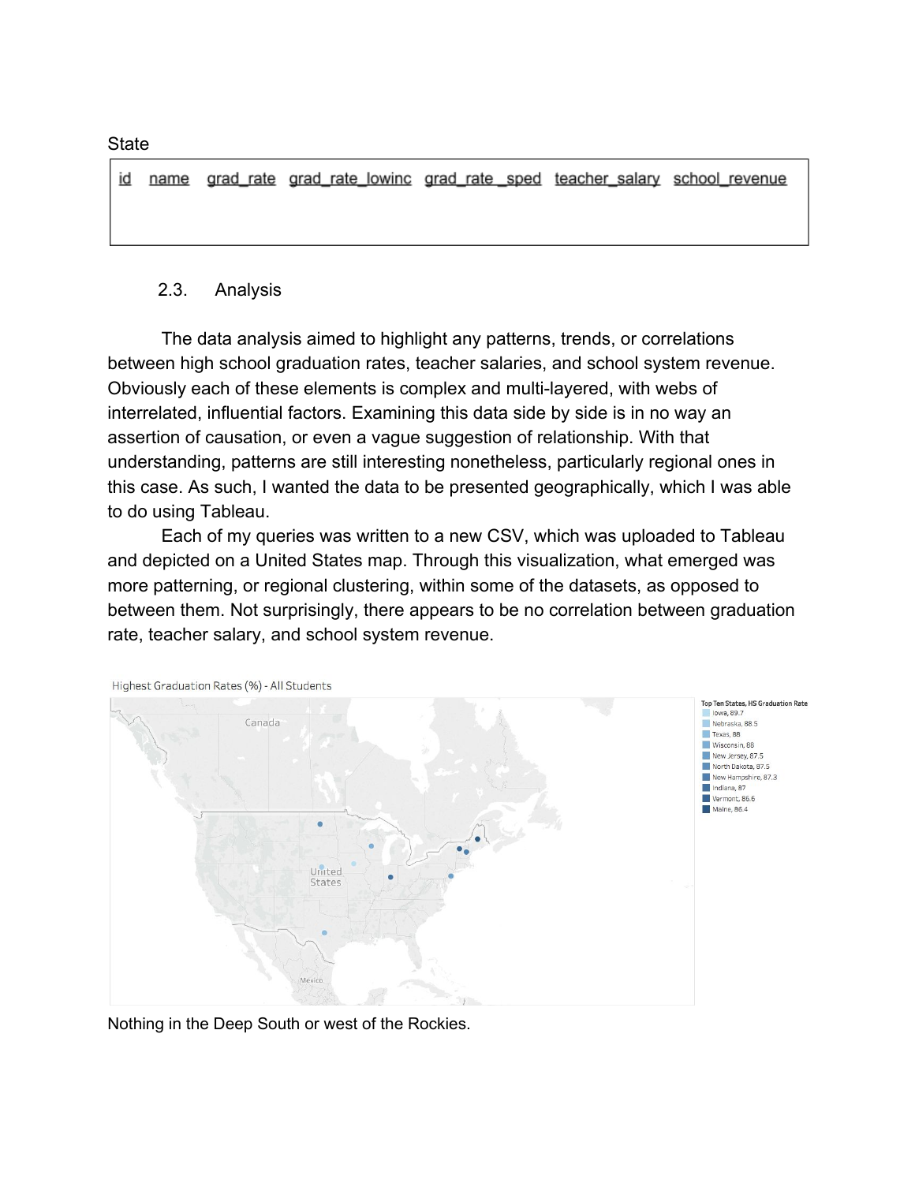State

| id | name | grad_rate | grad_rate_lowinc | grad_rate_sped | teacher_salary | school_revenue |
|---|---|---|---|---|---|---|
| | | | | | | |

### 2.3. Analysis

The data analysis aimed to highlight any patterns, trends, or correlations between high school graduation rates, teacher salaries, and school system revenue. Obviously each of these elements is complex and multi-layered, with webs of interrelated, influential factors. Examining this data side by side is in no way an assertion of causation, or even a vague suggestion of relationship. With that understanding, patterns are still interesting nonetheless, particularly regional ones in this case. As such, I wanted the data to be presented geographically, which I was able to do using Tableau.

Each of my queries was written to a new CSV, which was uploaded to Tableau and depicted on a United States map. Through this visualization, what emerged was more patterning, or regional clustering, within some of the datasets, as opposed to between them. Not surprisingly, there appears to be no correlation between graduation rate, teacher salary, and school system revenue.

Highest Graduation Rates (%) - All Students

Top Ten States, HS Graduation Rate
- Iowa, 89.7
- Nebraska, 88.5
- Texas, 88
- Wisconsin, 88
- New Jersey, 87.5
- North Dakota, 87.5
- New Hampshire, 87.3
- Indiana, 87
- Vermont, 86.6
- Maine, 86.4

Nothing in the Deep South or west of the Rockies.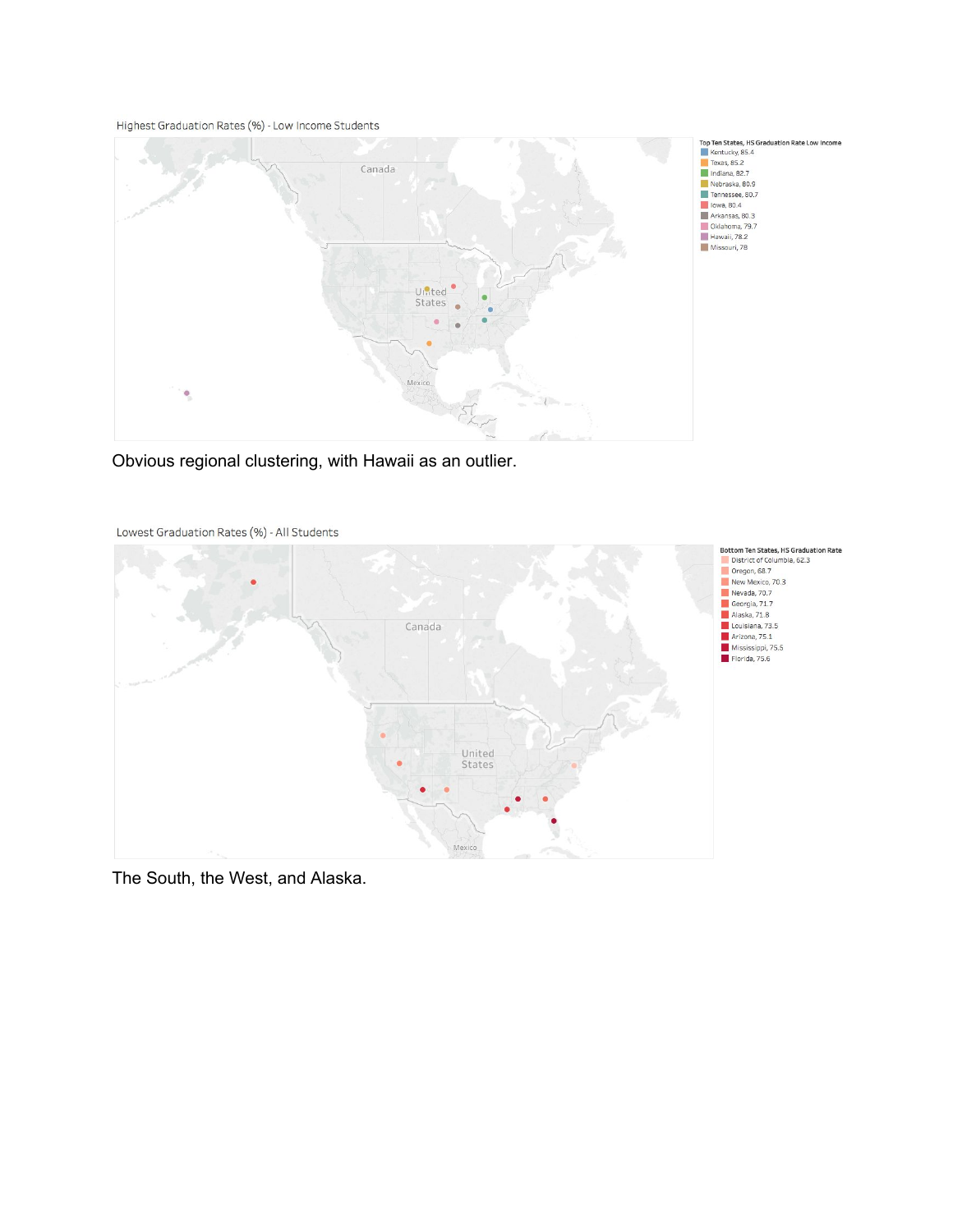Highest Graduation Rates (%) - Low Income Students

Top Ten States, HS Graduation Rate Low Income

- Kentucky, 85.4
- Texas, 85.2
- Indiana, 82.7
- Nebraska, 80.9
- Tennessee, 80.7
- Iowa, 80.4
- Arkansas, 80.3
- Oklahoma, 79.7
- Hawaii, 78.2
- Missouri, 78

Obvious regional clustering, with Hawaii as an outlier.

Lowest Graduation Rates (%) - All Students

Bottom Ten States, HS Graduation Rate

- District of Columbia, 62.3
- Oregon, 68.7
- New Mexico, 70.3
- Nevada, 70.7
- Georgia, 71.7
- Alaska, 71.8
- Louisiana, 73.5
- Arizona, 75.1
- Mississippi, 75.5
- Florida, 75.6

The South, the West, and Alaska.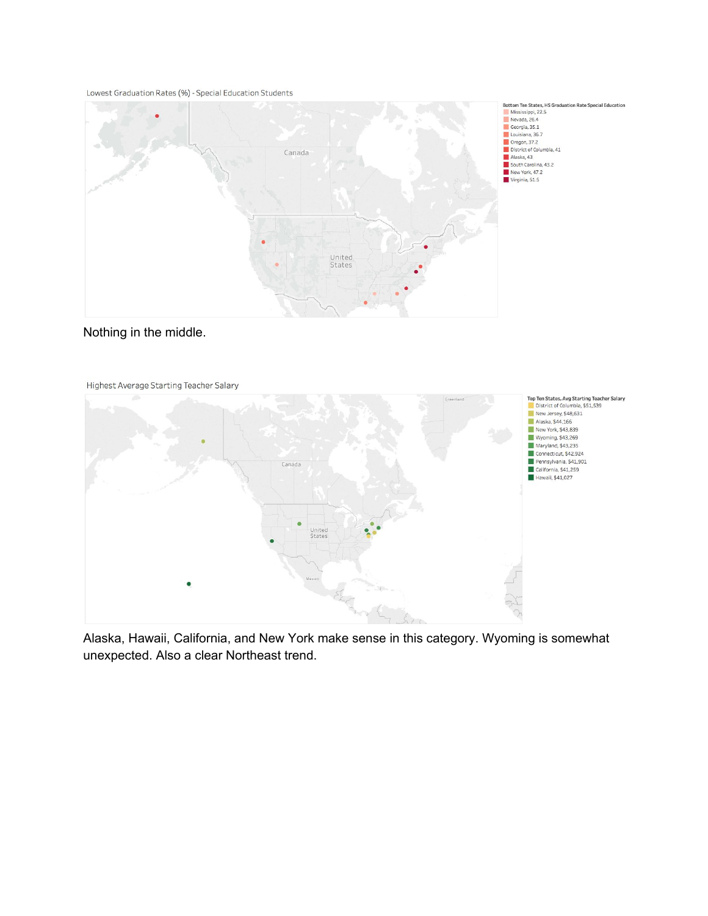Lowest Graduation Rates (%) - Special Education Students

**Bottom Ten States, HS Graduation Rate Special Education**

- Mississippi, 22.5
- Nevada, 26.4
- Georgia, 35.1
- Louisiana, 36.7
- Oregon, 37.2
- District of Columbia, 41
- Alaska, 43
- South Carolina, 43.2
- New York, 47.2
- Virginia, 51.5

Nothing in the middle.

Highest Average Starting Teacher Salary

**Top Ten States, Avg Starting Teacher Salary**

- District of Columbia, $51,539
- New Jersey, $48,631
- Alaska, $44,166
- New York, $43,839
- Wyoming, $43,269
- Maryland, $43,235
- Connecticut, $42,924
- Pennsylvania, $41,901
- California, $41,259
- Hawaii, $41,027

Alaska, Hawaii, California, and New York make sense in this category. Wyoming is somewhat unexpected. Also a clear Northeast trend.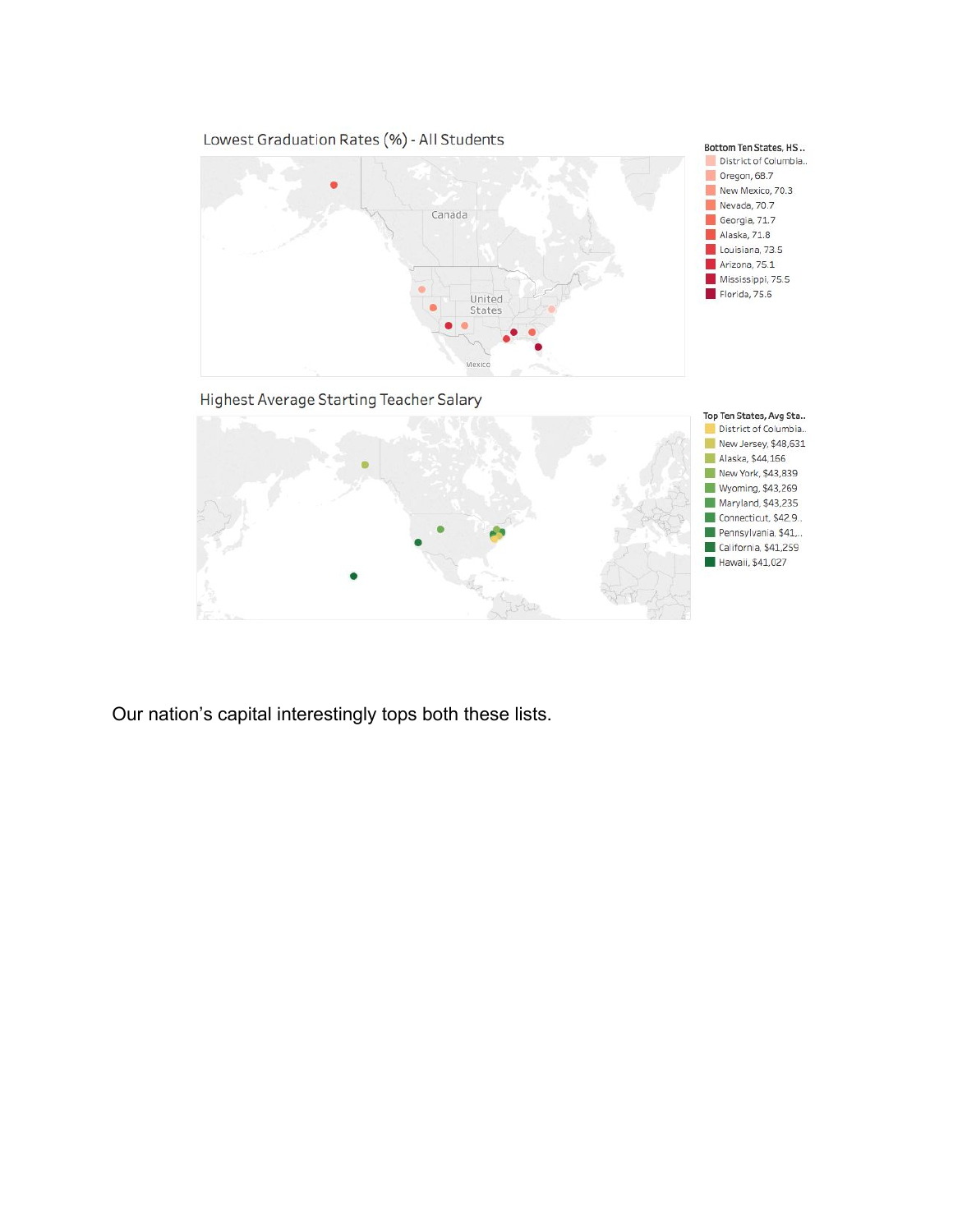## Lowest Graduation Rates (%) - All Students

**Bottom Ten States, HS..**

- District of Columbia..
- Oregon, 68.7
- New Mexico, 70.3
- Nevada, 70.7
- Georgia, 71.7
- Alaska, 71.8
- Louisiana, 73.5
- Arizona, 75.1
- Mississippi, 75.5
- Florida, 75.6

## Highest Average Starting Teacher Salary

**Top Ten States, Avg Sta..**

- District of Columbia..
- New Jersey, $48,631
- Alaska, $44,166
- New York, $43,839
- Wyoming, $43,269
- Maryland, $43,235
- Connecticut, $42,9..
- Pennsylvania, $41,..
- California, $41,259
- Hawaii, $41,027

Our nation's capital interestingly tops both these lists.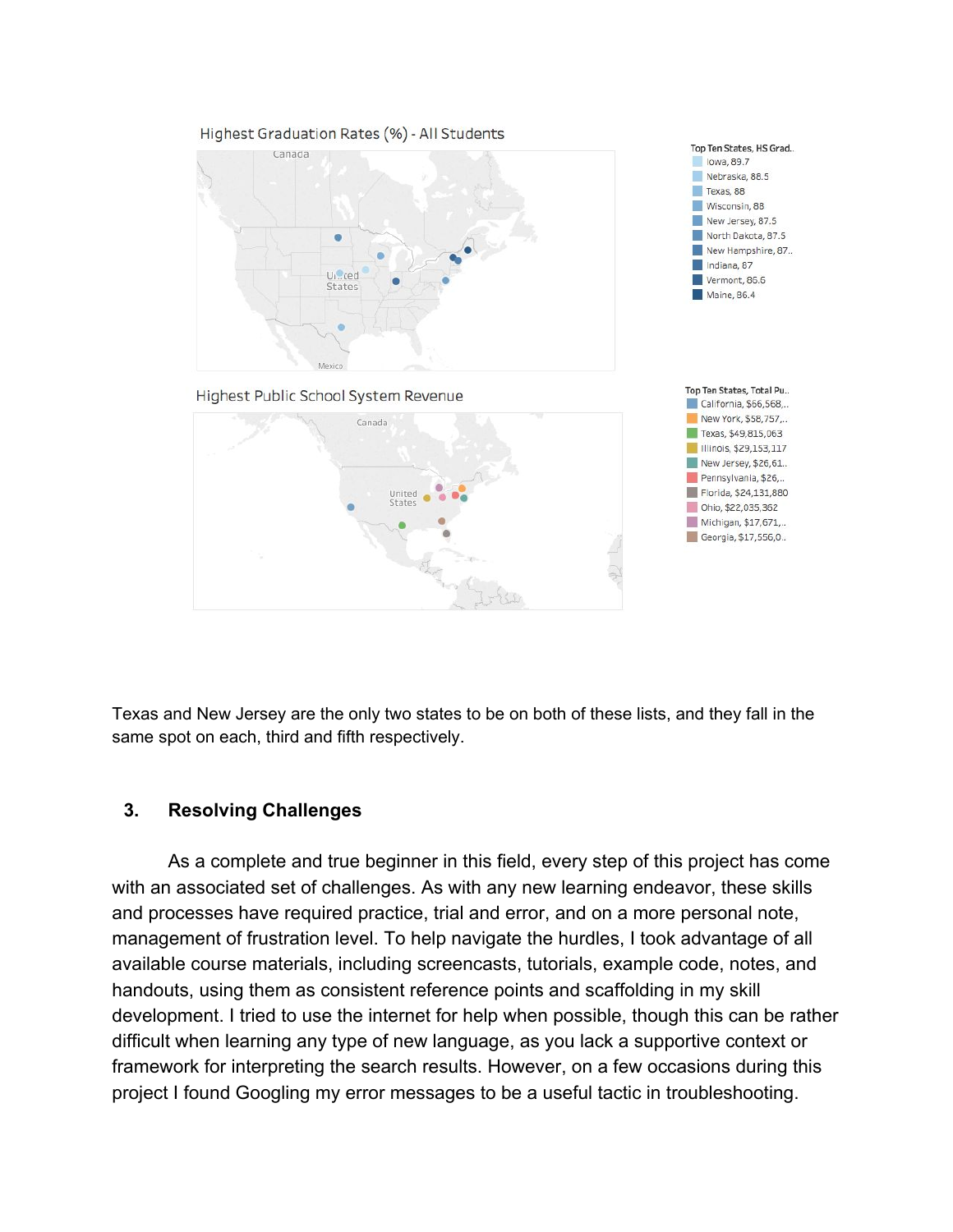Highest Graduation Rates (%) - All Students

Top Ten States, HS Grad..
- Iowa, 89.7
- Nebraska, 88.5
- Texas, 88
- Wisconsin, 88
- New Jersey, 87.5
- North Dakota, 87.5
- New Hampshire, 87..
- Indiana, 87
- Vermont, 86.6
- Maine, 86.4

Highest Public School System Revenue

Top Ten States, Total Pu..
- California, $66,568,..
- New York, $58,757,..
- Texas, $49,815,063
- Illinois, $29,153,117
- New Jersey, $26,61..
- Pennsylvania, $26,...
- Florida, $24,131,880
- Ohio, $22,035,362
- Michigan, $17,671,..
- Georgia, $17,556,0..

Texas and New Jersey are the only two states to be on both of these lists, and they fall in the same spot on each, third and fifth respectively.

## 3. Resolving Challenges

As a complete and true beginner in this field, every step of this project has come with an associated set of challenges. As with any new learning endeavor, these skills and processes have required practice, trial and error, and on a more personal note, management of frustration level. To help navigate the hurdles, I took advantage of all available course materials, including screencasts, tutorials, example code, notes, and handouts, using them as consistent reference points and scaffolding in my skill development. I tried to use the internet for help when possible, though this can be rather difficult when learning any type of new language, as you lack a supportive context or framework for interpreting the search results. However, on a few occasions during this project I found Googling my error messages to be a useful tactic in troubleshooting.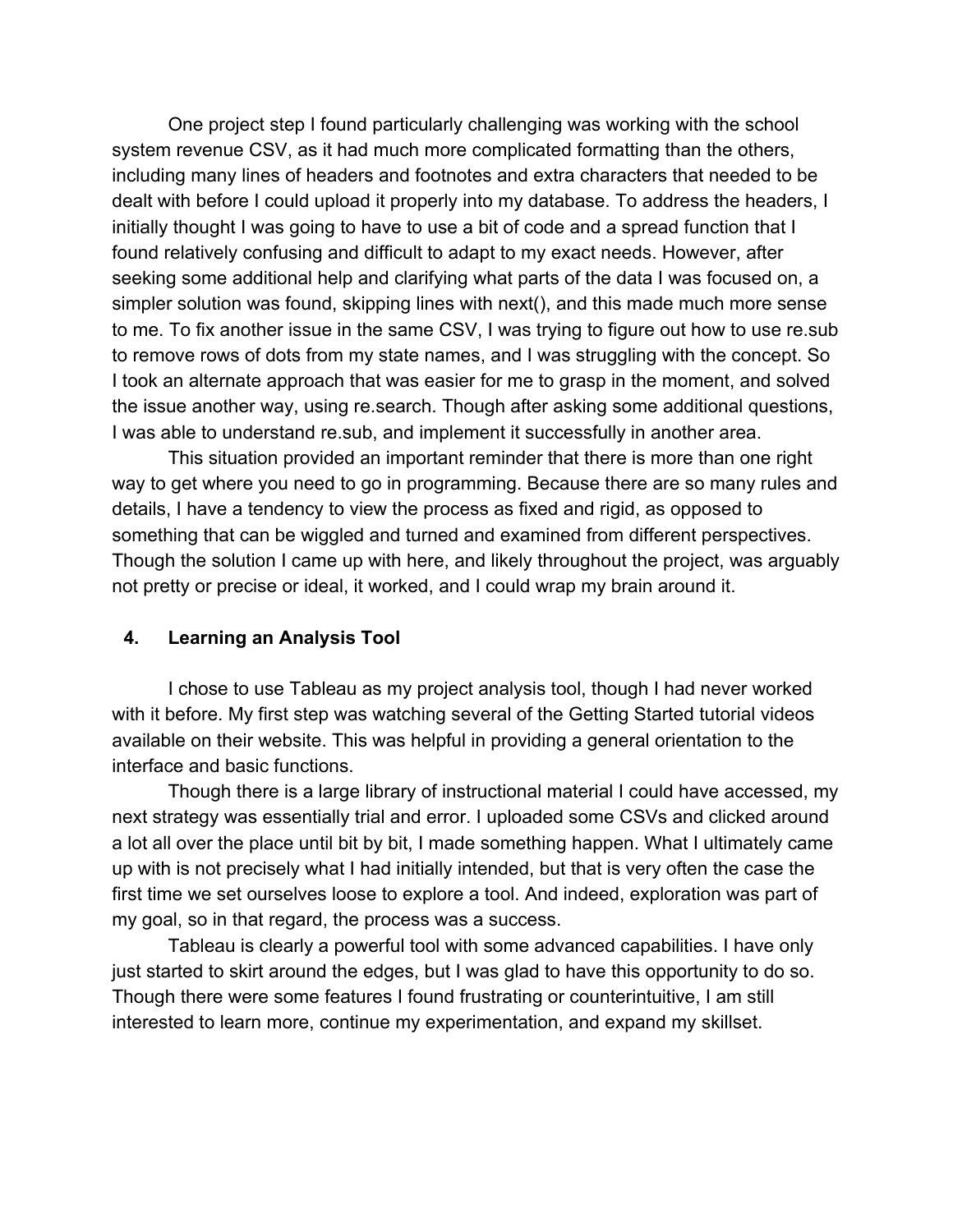One project step I found particularly challenging was working with the school system revenue CSV, as it had much more complicated formatting than the others, including many lines of headers and footnotes and extra characters that needed to be dealt with before I could upload it properly into my database. To address the headers, I initially thought I was going to have to use a bit of code and a spread function that I found relatively confusing and difficult to adapt to my exact needs. However, after seeking some additional help and clarifying what parts of the data I was focused on, a simpler solution was found, skipping lines with next(), and this made much more sense to me. To fix another issue in the same CSV, I was trying to figure out how to use re.sub to remove rows of dots from my state names, and I was struggling with the concept. So I took an alternate approach that was easier for me to grasp in the moment, and solved the issue another way, using re.search. Though after asking some additional questions, I was able to understand re.sub, and implement it successfully in another area.

This situation provided an important reminder that there is more than one right way to get where you need to go in programming. Because there are so many rules and details, I have a tendency to view the process as fixed and rigid, as opposed to something that can be wiggled and turned and examined from different perspectives. Though the solution I came up with here, and likely throughout the project, was arguably not pretty or precise or ideal, it worked, and I could wrap my brain around it.

## 4. Learning an Analysis Tool

I chose to use Tableau as my project analysis tool, though I had never worked with it before. My first step was watching several of the Getting Started tutorial videos available on their website. This was helpful in providing a general orientation to the interface and basic functions.

Though there is a large library of instructional material I could have accessed, my next strategy was essentially trial and error. I uploaded some CSVs and clicked around a lot all over the place until bit by bit, I made something happen. What I ultimately came up with is not precisely what I had initially intended, but that is very often the case the first time we set ourselves loose to explore a tool. And indeed, exploration was part of my goal, so in that regard, the process was a success.

Tableau is clearly a powerful tool with some advanced capabilities. I have only just started to skirt around the edges, but I was glad to have this opportunity to do so. Though there were some features I found frustrating or counterintuitive, I am still interested to learn more, continue my experimentation, and expand my skillset.